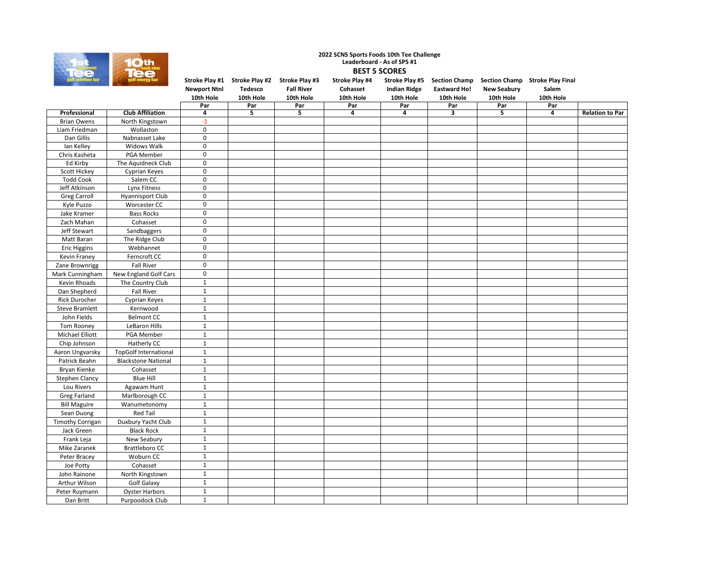## 2022 SCNS Sports Foods 10th Tee Challenge

Leaderboard - As of SPS #1

### BEST 5 SCORES

| | | Stroke Play #1 | Stroke Play #2 | Stroke Play #3 | Stroke Play #4 | Stroke Play #5 | Section Champ | Section Champ | Stroke Play Final | |
|---|---|---|---|---|---|---|---|---|---|---|
| | | Newport Ntnl | Tedesco | Fall River | Cohasset | Indian Ridge | Eastward Ho! | New Seabury | Salem | |
| | | 10th Hole | 10th Hole | 10th Hole | 10th Hole | 10th Hole | 10th Hole | 10th Hole | 10th Hole | |
| | | Par | Par | Par | Par | Par | Par | Par | Par | |
| **Professional** | **Club Affiliation** | **4** | **5** | **5** | **4** | **4** | **3** | **5** | **4** | **Relation to Par** |
| Brian Owens | North Kingstown | -1 | | | | | | | | |
| Liam Friedman | Wollaston | 0 | | | | | | | | |
| Dan Gillis | Nabnasset Lake | 0 | | | | | | | | |
| Ian Kelley | Widows Walk | 0 | | | | | | | | |
| Chris Kasheta | PGA Member | 0 | | | | | | | | |
| Ed Kirby | The Aquidneck Club | 0 | | | | | | | | |
| Scott Hickey | Cyprian Keyes | 0 | | | | | | | | |
| Todd Cook | Salem CC | 0 | | | | | | | | |
| Jeff Atkinson | Lynx Fitness | 0 | | | | | | | | |
| Greg Carroll | Hyannisport Club | 0 | | | | | | | | |
| Kyle Puzzo | Worcester CC | 0 | | | | | | | | |
| Jake Kramer | Bass Rocks | 0 | | | | | | | | |
| Zach Mahan | Cohasset | 0 | | | | | | | | |
| Jeff Stewart | Sandbaggers | 0 | | | | | | | | |
| Matt Baran | The Ridge Club | 0 | | | | | | | | |
| Eric Higgins | Webhannet | 0 | | | | | | | | |
| Kevin Franey | Ferncroft CC | 0 | | | | | | | | |
| Zane Brownrigg | Fall River | 0 | | | | | | | | |
| Mark Cunningham | New England Golf Cars | 0 | | | | | | | | |
| Kevin Rhoads | The Country Club | 1 | | | | | | | | |
| Dan Shepherd | Fall River | 1 | | | | | | | | |
| Rick Durocher | Cyprian Keyes | 1 | | | | | | | | |
| Steve Bramlett | Kernwood | 1 | | | | | | | | |
| John Fields | Belmont CC | 1 | | | | | | | | |
| Tom Rooney | LeBaron Hills | 1 | | | | | | | | |
| Michael Elliott | PGA Member | 1 | | | | | | | | |
| Chip Johnson | Hatherly CC | 1 | | | | | | | | |
| Aaron Ungvarsky | TopGolf International | 1 | | | | | | | | |
| Patrick Beahn | Blackstone National | 1 | | | | | | | | |
| Bryan Kienke | Cohasset | 1 | | | | | | | | |
| Stephen Clancy | Blue Hill | 1 | | | | | | | | |
| Lou Rivers | Agawam Hunt | 1 | | | | | | | | |
| Greg Farland | Marlborough CC | 1 | | | | | | | | |
| Bill Maguire | Wanumetonomy | 1 | | | | | | | | |
| Sean Duong | Red Tail | 1 | | | | | | | | |
| Timothy Corrigan | Duxbury Yacht Club | 1 | | | | | | | | |
| Jack Green | Black Rock | 1 | | | | | | | | |
| Frank Leja | New Seabury | 1 | | | | | | | | |
| Mike Zaranek | Brattleboro CC | 1 | | | | | | | | |
| Peter Bracey | Woburn CC | 1 | | | | | | | | |
| Joe Potty | Cohasset | 1 | | | | | | | | |
| John Rainone | North Kingstown | 1 | | | | | | | | |
| Arthur Wilson | Golf Galaxy | 1 | | | | | | | | |
| Peter Ruymann | Oyster Harbors | 1 | | | | | | | | |
| Dan Britt | Purpoodock Club | 1 | | | | | | | | |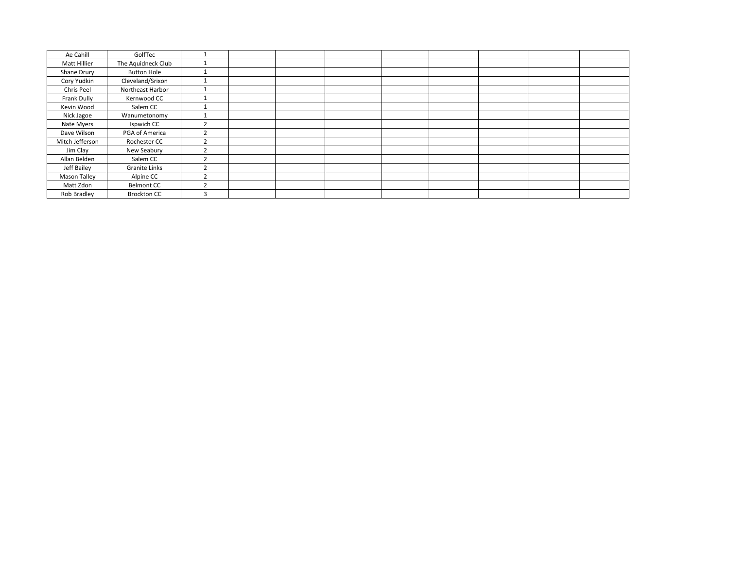| | | | | | | | | | | |
|---|---|---|---|---|---|---|---|---|---|---|
| Ae Cahill | GolfTec | 1 | | | | | | | | |
| Matt Hillier | The Aquidneck Club | 1 | | | | | | | | |
| Shane Drury | Button Hole | 1 | | | | | | | | |
| Cory Yudkin | Cleveland/Srixon | 1 | | | | | | | | |
| Chris Peel | Northeast Harbor | 1 | | | | | | | | |
| Frank Dully | Kernwood CC | 1 | | | | | | | | |
| Kevin Wood | Salem CC | 1 | | | | | | | | |
| Nick Jagoe | Wanumetonomy | 1 | | | | | | | | |
| Nate Myers | Ispwich CC | 2 | | | | | | | | |
| Dave Wilson | PGA of America | 2 | | | | | | | | |
| Mitch Jefferson | Rochester CC | 2 | | | | | | | | |
| Jim Clay | New Seabury | 2 | | | | | | | | |
| Allan Belden | Salem CC | 2 | | | | | | | | |
| Jeff Bailey | Granite Links | 2 | | | | | | | | |
| Mason Talley | Alpine CC | 2 | | | | | | | | |
| Matt Zdon | Belmont CC | 2 | | | | | | | | |
| Rob Bradley | Brockton CC | 3 | | | | | | | | |